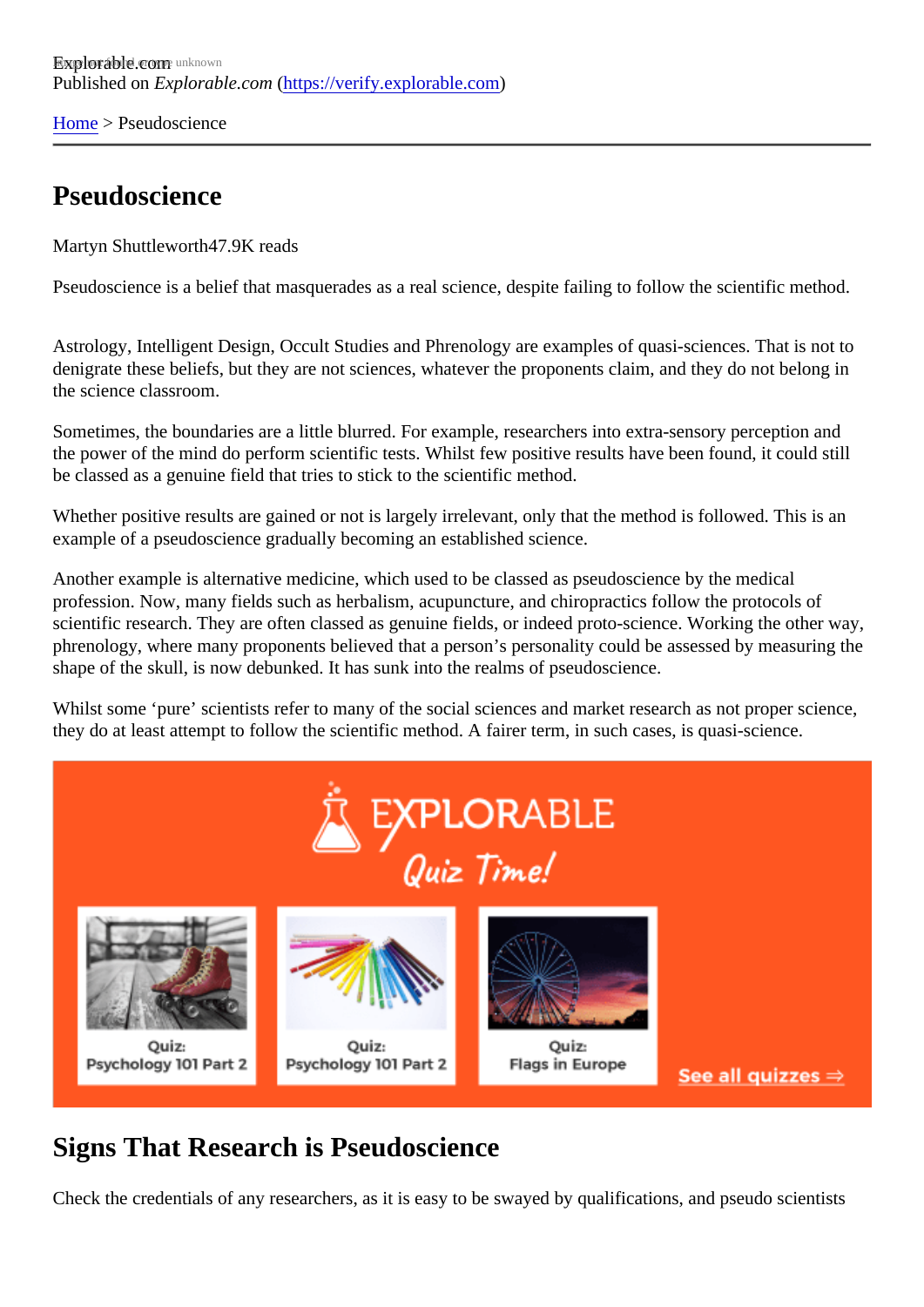Published on *Explorable.com* (https://verify.explorable.com)

Home > Pseudoscience

# Pseudoscience

Martyn Shuttleworth47.9K reads

Pseudoscience is a belief that masquerades as a real science, despite failing to follow the scientific method.

Astrology, Intelligent Design, Occult Studies and Phrenology are examples of quasi-sciences. That is not to denigrate these beliefs, but they are not sciences, whatever the proponents claim, and they do not belong in the science classroom.

Sometimes, the boundaries are a little blurred. For example, researchers into extra-sensory perception and the power of the mind do perform scientific tests. Whilst few positive results have been found, it could still be classed as a genuine field that tries to stick to the scientific method.

Whether positive results are gained or not is largely irrelevant, only that the method is followed. This is an example of a pseudoscience gradually becoming an established science.

Another example is alternative medicine, which used to be classed as pseudoscience by the medical profession. Now, many fields such as herbalism, acupuncture, and chiropractics follow the protocols of scientific research. They are often classed as genuine fields, or indeed proto-science. Working the other way, phrenology, where many proponents believed that a person's personality could be assessed by measuring the shape of the skull, is now debunked. It has sunk into the realms of pseudoscience.

Whilst some 'pure' scientists refer to many of the social sciences and market research as not proper science, they do at least attempt to follow the scientific method. A fairer term, in such cases, is quasi-science.

## Signs That Research is Pseudoscience

Check the credentials of any researchers, as it is easy to be swayed by qualifications, and pseudo scientists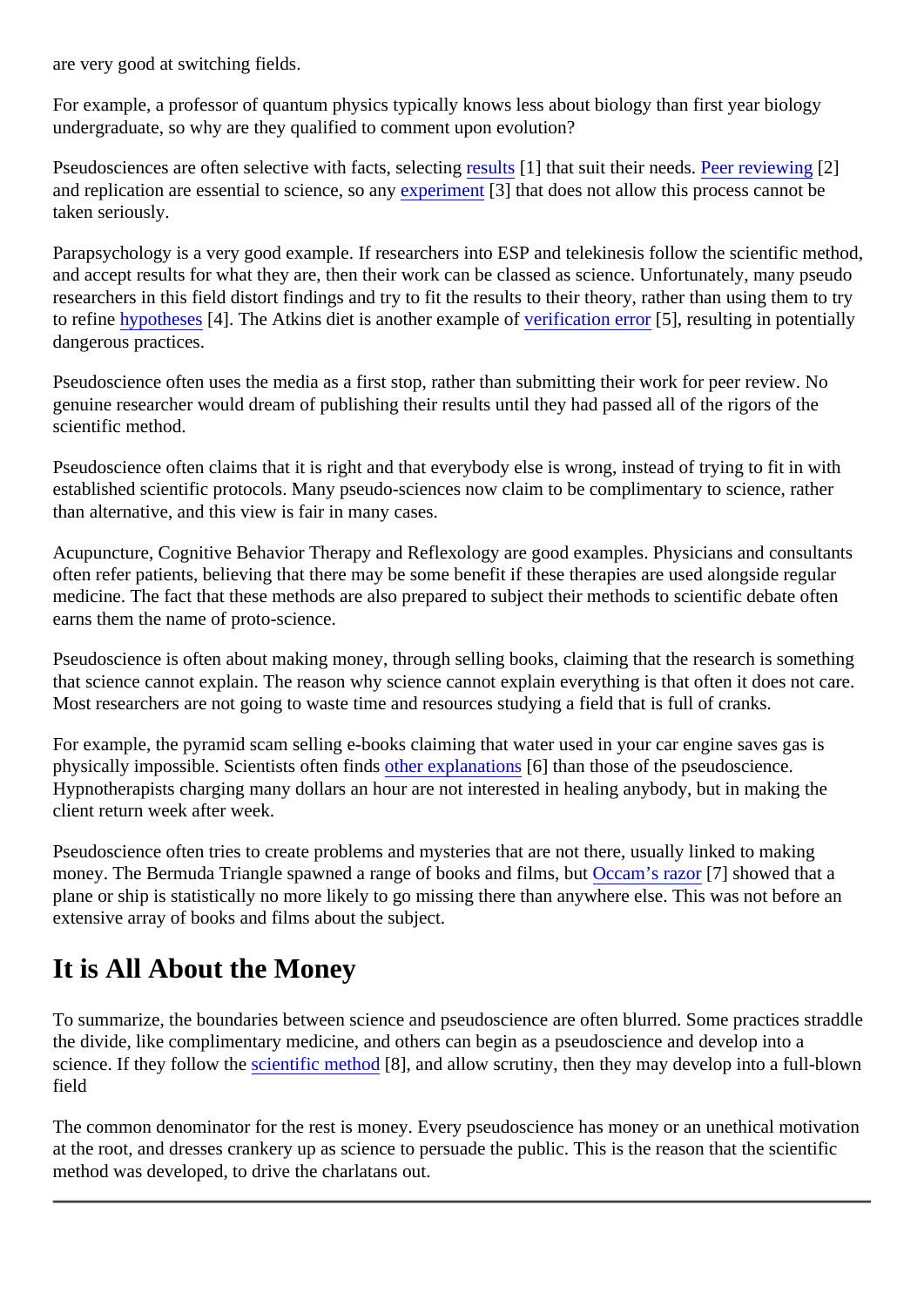are very good at switching fields.

For example, a professor of quantum physics typically knows less about biology than first year biology undergraduate, so why are they qualified to comment upon evolution?

Pseudosciences are often selective with facts, selecting results [1] that suit their needs. Peer reviewing [2] and replication are essential to science, so any experiment [3] that does not allow this process cannot be taken seriously.

Parapsychology is a very good example. If researchers into ESP and telekinesis follow the scientific method, and accept results for what they are, then their work can be classed as science. Unfortunately, many pseudo researchers in this field distort findings and try to fit the results to their theory, rather than using them to try to refine hypotheses [4]. The Atkins diet is another example of verification error [5], resulting in potentially dangerous practices.

Pseudoscience often uses the media as a first stop, rather than submitting their work for peer review. No genuine researcher would dream of publishing their results until they had passed all of the rigors of the scientific method.

Pseudoscience often claims that it is right and that everybody else is wrong, instead of trying to fit in with established scientific protocols. Many pseudo-sciences now claim to be complimentary to science, rather than alternative, and this view is fair in many cases.

Acupuncture, Cognitive Behavior Therapy and Reflexology are good examples. Physicians and consultants often refer patients, believing that there may be some benefit if these therapies are used alongside regular medicine. The fact that these methods are also prepared to subject their methods to scientific debate often earns them the name of proto-science.

Pseudoscience is often about making money, through selling books, claiming that the research is something that science cannot explain. The reason why science cannot explain everything is that often it does not care. Most researchers are not going to waste time and resources studying a field that is full of cranks.

For example, the pyramid scam selling e-books claiming that water used in your car engine saves gas is physically impossible. Scientists often finds other explanations [6] than those of the pseudoscience. Hypnotherapists charging many dollars an hour are not interested in healing anybody, but in making the client return week after week.

Pseudoscience often tries to create problems and mysteries that are not there, usually linked to making money. The Bermuda Triangle spawned a range of books and films, but Occam's razor [7] showed that a plane or ship is statistically no more likely to go missing there than anywhere else. This was not before an extensive array of books and films about the subject.

## It is All About the Money

To summarize, the boundaries between science and pseudoscience are often blurred. Some practices straddle the divide, like complimentary medicine, and others can begin as a pseudoscience and develop into a science. If they follow the scientific method [8], and allow scrutiny, then they may develop into a full-blown field

The common denominator for the rest is money. Every pseudoscience has money or an unethical motivation at the root, and dresses crankery up as science to persuade the public. This is the reason that the scientific method was developed, to drive the charlatans out.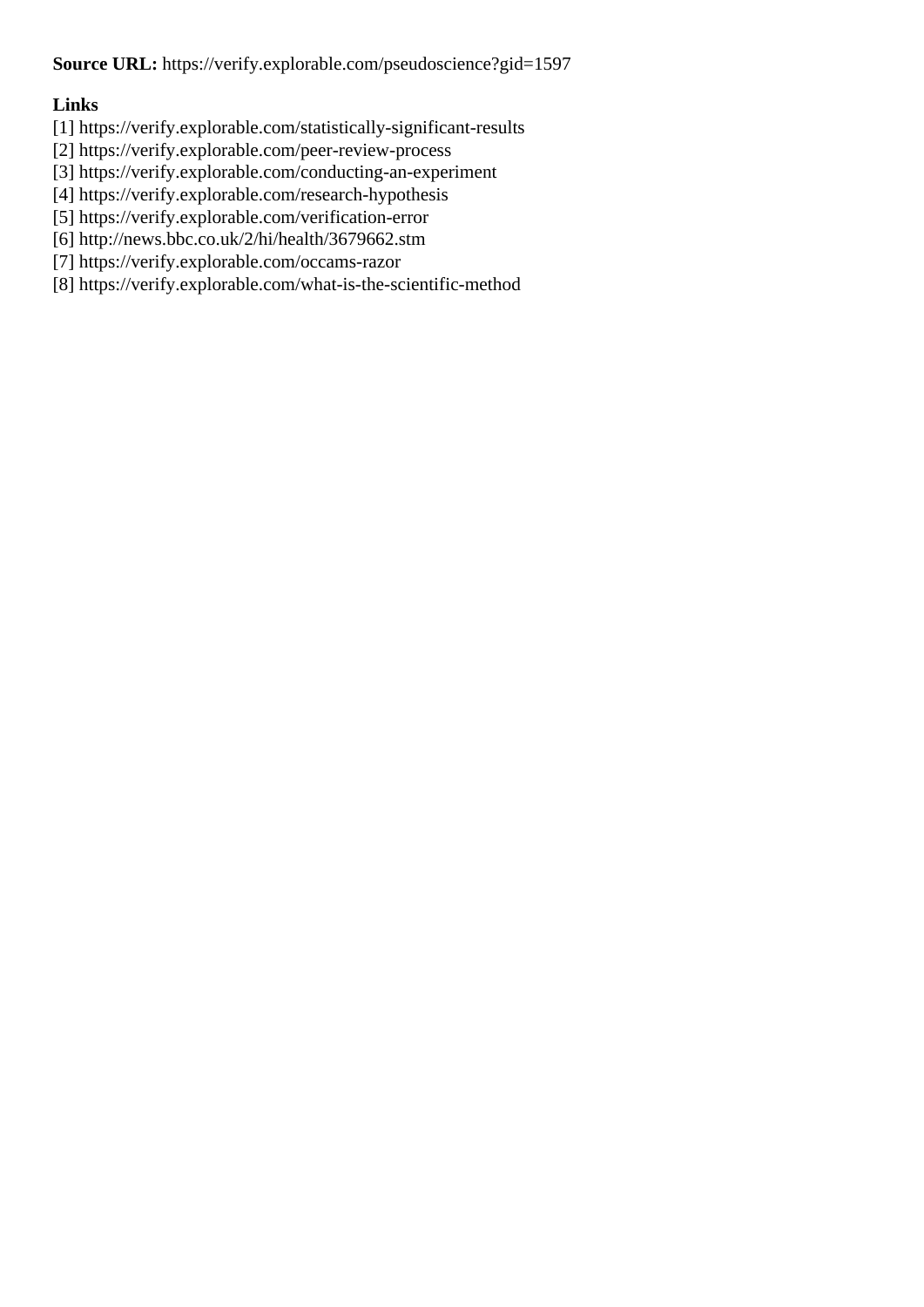**Source URL:** https://verify.explorable.com/pseudoscience?gid=1597

**Links**

[1] https://verify.explorable.com/statistically-significant-results
[2] https://verify.explorable.com/peer-review-process
[3] https://verify.explorable.com/conducting-an-experiment
[4] https://verify.explorable.com/research-hypothesis
[5] https://verify.explorable.com/verification-error
[6] http://news.bbc.co.uk/2/hi/health/3679662.stm
[7] https://verify.explorable.com/occams-razor
[8] https://verify.explorable.com/what-is-the-scientific-method